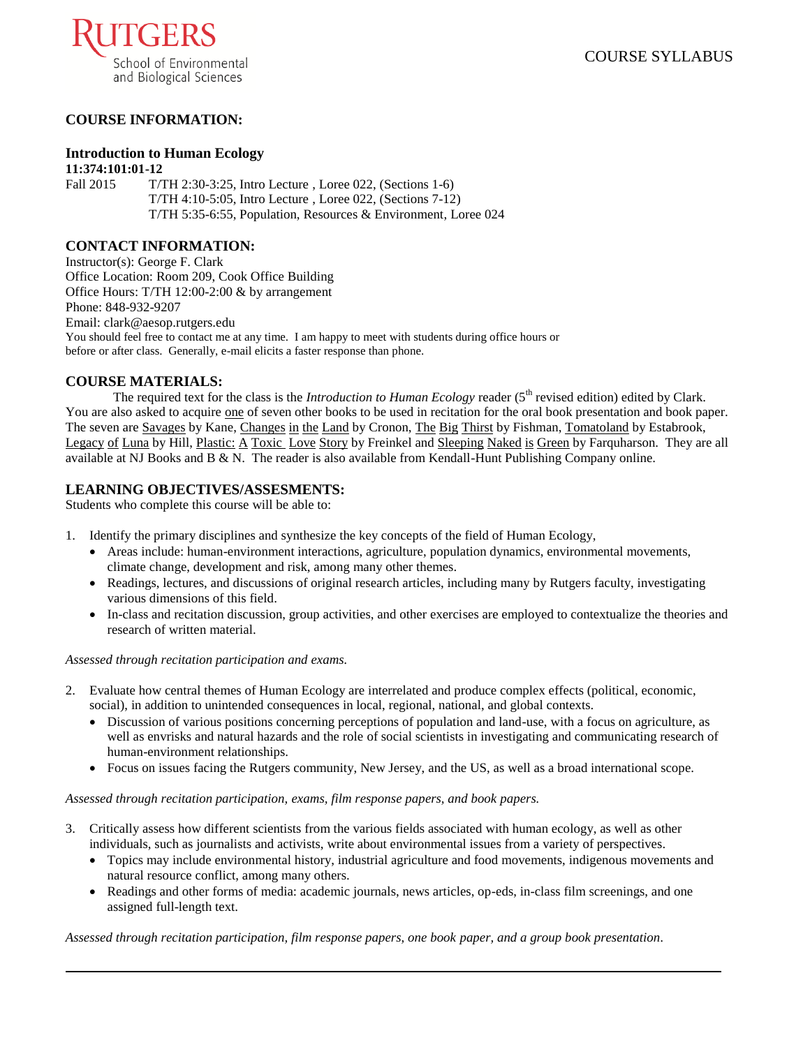RUTGERS
School of Environmental and Biological Sciences

COURSE SYLLABUS

## COURSE INFORMATION:

### Introduction to Human Ecology

**11:374:101:01-12**

Fall 2015 T/TH 2:30-3:25, Intro Lecture , Loree 022, (Sections 1-6)
T/TH 4:10-5:05, Intro Lecture , Loree 022, (Sections 7-12)
T/TH 5:35-6:55, Population, Resources & Environment, Loree 024

## CONTACT INFORMATION:

Instructor(s): George F. Clark
Office Location: Room 209, Cook Office Building
Office Hours: T/TH 12:00-2:00 & by arrangement
Phone: 848-932-9207
Email: clark@aesop.rutgers.edu
You should feel free to contact me at any time. I am happy to meet with students during office hours or before or after class. Generally, e-mail elicits a faster response than phone.

## COURSE MATERIALS:

The required text for the class is the *Introduction to Human Ecology* reader (5th revised edition) edited by Clark. You are also asked to acquire one of seven other books to be used in recitation for the oral book presentation and book paper. The seven are Savages by Kane, Changes in the Land by Cronon, The Big Thirst by Fishman, Tomatoland by Estabrook, Legacy of Luna by Hill, Plastic: A Toxic Love Story by Freinkel and Sleeping Naked is Green by Farquharson. They are all available at NJ Books and B & N. The reader is also available from Kendall-Hunt Publishing Company online.

## LEARNING OBJECTIVES/ASSESMENTS:

Students who complete this course will be able to:

1. Identify the primary disciplines and synthesize the key concepts of the field of Human Ecology,
   - Areas include: human-environment interactions, agriculture, population dynamics, environmental movements, climate change, development and risk, among many other themes.
   - Readings, lectures, and discussions of original research articles, including many by Rutgers faculty, investigating various dimensions of this field.
   - In-class and recitation discussion, group activities, and other exercises are employed to contextualize the theories and research of written material.

*Assessed through recitation participation and exams.*

2. Evaluate how central themes of Human Ecology are interrelated and produce complex effects (political, economic, social), in addition to unintended consequences in local, regional, national, and global contexts.
   - Discussion of various positions concerning perceptions of population and land-use, with a focus on agriculture, as well as envrisks and natural hazards and the role of social scientists in investigating and communicating research of human-environment relationships.
   - Focus on issues facing the Rutgers community, New Jersey, and the US, as well as a broad international scope.

*Assessed through recitation participation, exams, film response papers, and book papers.*

3. Critically assess how different scientists from the various fields associated with human ecology, as well as other individuals, such as journalists and activists, write about environmental issues from a variety of perspectives.
   - Topics may include environmental history, industrial agriculture and food movements, indigenous movements and natural resource conflict, among many others.
   - Readings and other forms of media: academic journals, news articles, op-eds, in-class film screenings, and one assigned full-length text.

*Assessed through recitation participation, film response papers, one book paper, and a group book presentation.*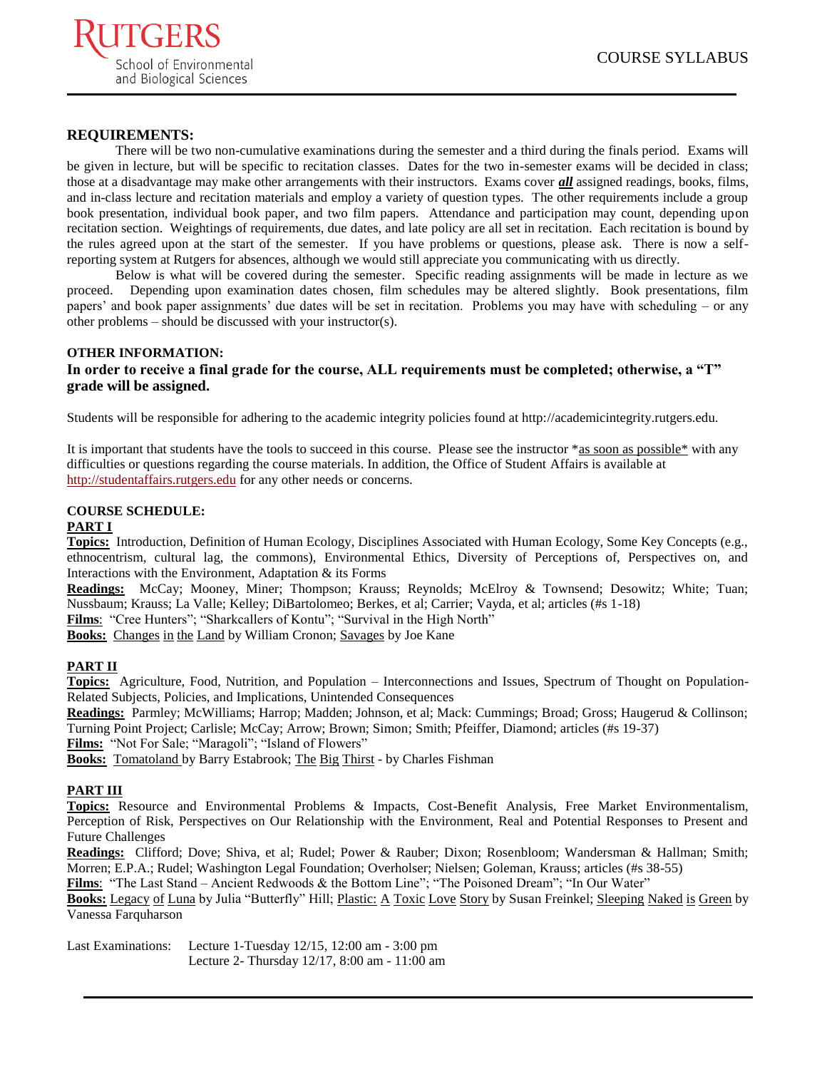**REQUIREMENTS:**

There will be two non-cumulative examinations during the semester and a third during the finals period. Exams will be given in lecture, but will be specific to recitation classes. Dates for the two in-semester exams will be decided in class; those at a disadvantage may make other arrangements with their instructors. Exams cover ***all*** assigned readings, books, films, and in-class lecture and recitation materials and employ a variety of question types. The other requirements include a group book presentation, individual book paper, and two film papers. Attendance and participation may count, depending upon recitation section. Weightings of requirements, due dates, and late policy are all set in recitation. Each recitation is bound by the rules agreed upon at the start of the semester. If you have problems or questions, please ask. There is now a self-reporting system at Rutgers for absences, although we would still appreciate you communicating with us directly.

Below is what will be covered during the semester. Specific reading assignments will be made in lecture as we proceed. Depending upon examination dates chosen, film schedules may be altered slightly. Book presentations, film papers' and book paper assignments' due dates will be set in recitation. Problems you may have with scheduling – or any other problems – should be discussed with your instructor(s).

**OTHER INFORMATION:**

**In order to receive a final grade for the course, ALL requirements must be completed; otherwise, a "T" grade will be assigned.**

Students will be responsible for adhering to the academic integrity policies found at http://academicintegrity.rutgers.edu.

It is important that students have the tools to succeed in this course. Please see the instructor *as soon as possible* with any difficulties or questions regarding the course materials. In addition, the Office of Student Affairs is available at http://studentaffairs.rutgers.edu for any other needs or concerns.

**COURSE SCHEDULE:**

**PART I**

**Topics:** Introduction, Definition of Human Ecology, Disciplines Associated with Human Ecology, Some Key Concepts (e.g., ethnocentrism, cultural lag, the commons), Environmental Ethics, Diversity of Perceptions of, Perspectives on, and Interactions with the Environment, Adaptation & its Forms

**Readings:** McCay; Mooney, Miner; Thompson; Krauss; Reynolds; McElroy & Townsend; Desowitz; White; Tuan; Nussbaum; Krauss; La Valle; Kelley; DiBartolomeo; Berkes, et al; Carrier; Vayda, et al; articles (#s 1-18)

**Films**: "Cree Hunters"; "Sharkcallers of Kontu"; "Survival in the High North"

**Books:** Changes in the Land by William Cronon; Savages by Joe Kane

**PART II**

**Topics:** Agriculture, Food, Nutrition, and Population – Interconnections and Issues, Spectrum of Thought on Population-Related Subjects, Policies, and Implications, Unintended Consequences

**Readings:** Parmley; McWilliams; Harrop; Madden; Johnson, et al; Mack: Cummings; Broad; Gross; Haugerud & Collinson; Turning Point Project; Carlisle; McCay; Arrow; Brown; Simon; Smith; Pfeiffer, Diamond; articles (#s 19-37)

**Films:** "Not For Sale; "Maragoli"; "Island of Flowers"

**Books:** Tomatoland by Barry Estabrook; The Big Thirst - by Charles Fishman

**PART III**

**Topics:** Resource and Environmental Problems & Impacts, Cost-Benefit Analysis, Free Market Environmentalism, Perception of Risk, Perspectives on Our Relationship with the Environment, Real and Potential Responses to Present and Future Challenges

**Readings:** Clifford; Dove; Shiva, et al; Rudel; Power & Rauber; Dixon; Rosenbloom; Wandersman & Hallman; Smith; Morren; E.P.A.; Rudel; Washington Legal Foundation; Overholser; Nielsen; Goleman, Krauss; articles (#s 38-55)

**Films**: "The Last Stand – Ancient Redwoods & the Bottom Line"; "The Poisoned Dream"; "In Our Water"

**Books:** Legacy of Luna by Julia "Butterfly" Hill; Plastic: A Toxic Love Story by Susan Freinkel; Sleeping Naked is Green by Vanessa Farquharson

Last Examinations: Lecture 1-Tuesday 12/15, 12:00 am - 3:00 pm
Lecture 2- Thursday 12/17, 8:00 am - 11:00 am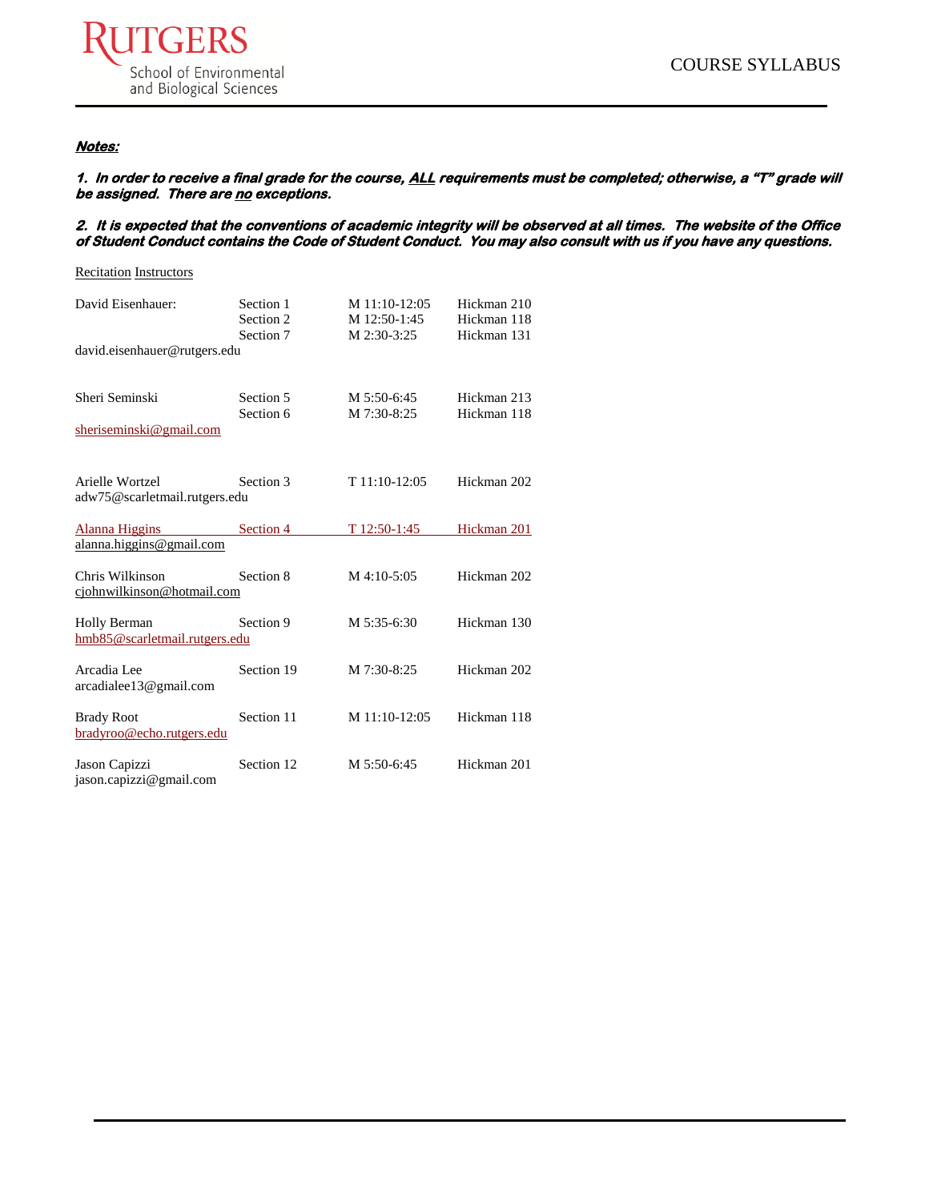***Notes:***

***1. In order to receive a final grade for the course, ALL requirements must be completed; otherwise, a "T" grade will be assigned. There are no exceptions.***

***2. It is expected that the conventions of academic integrity will be observed at all times. The website of the Office of Student Conduct contains the Code of Student Conduct. You may also consult with us if you have any questions.***

Recitation Instructors

| | | | |
|---|---|---|---|
| David Eisenhauer: | Section 1 | M 11:10-12:05 | Hickman 210 |
| | Section 2 | M 12:50-1:45 | Hickman 118 |
| | Section 7 | M 2:30-3:25 | Hickman 131 |
| david.eisenhauer@rutgers.edu | | | |
| Sheri Seminski | Section 5 | M 5:50-6:45 | Hickman 213 |
| | Section 6 | M 7:30-8:25 | Hickman 118 |
| sheriseminski@gmail.com | | | |
| Arielle Wortzel | Section 3 | T 11:10-12:05 | Hickman 202 |
| adw75@scarletmail.rutgers.edu | | | |
| Alanna Higgins | Section 4 | T 12:50-1:45 | Hickman 201 |
| alanna.higgins@gmail.com | | | |
| Chris Wilkinson | Section 8 | M 4:10-5:05 | Hickman 202 |
| cjohnwilkinson@hotmail.com | | | |
| Holly Berman | Section 9 | M 5:35-6:30 | Hickman 130 |
| hmb85@scarletmail.rutgers.edu | | | |
| Arcadia Lee | Section 19 | M 7:30-8:25 | Hickman 202 |
| arcadialee13@gmail.com | | | |
| Brady Root | Section 11 | M 11:10-12:05 | Hickman 118 |
| bradyroo@echo.rutgers.edu | | | |
| Jason Capizzi | Section 12 | M 5:50-6:45 | Hickman 201 |
| jason.capizzi@gmail.com | | | |